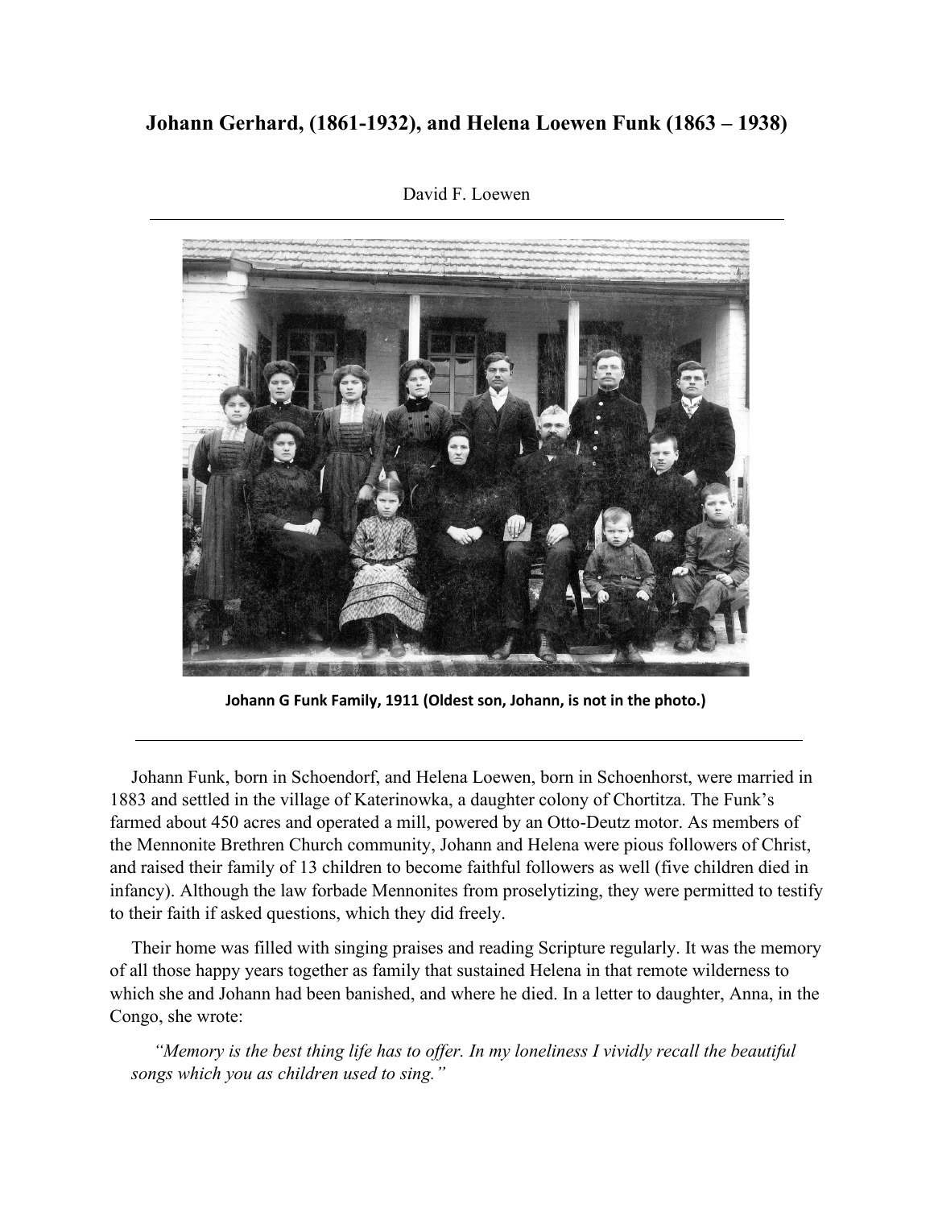# Johann Gerhard, (1861-1932), and Helena Loewen Funk (1863 – 1938)

David F. Loewen

**Johann G Funk Family, 1911 (Oldest son, Johann, is not in the photo.)**

Johann Funk, born in Schoendorf, and Helena Loewen, born in Schoenhorst, were married in 1883 and settled in the village of Katerinowka, a daughter colony of Chortitza. The Funk's farmed about 450 acres and operated a mill, powered by an Otto-Deutz motor. As members of the Mennonite Brethren Church community, Johann and Helena were pious followers of Christ, and raised their family of 13 children to become faithful followers as well (five children died in infancy). Although the law forbade Mennonites from proselytizing, they were permitted to testify to their faith if asked questions, which they did freely.

Their home was filled with singing praises and reading Scripture regularly. It was the memory of all those happy years together as family that sustained Helena in that remote wilderness to which she and Johann had been banished, and where he died. In a letter to daughter, Anna, in the Congo, she wrote:

> *"Memory is the best thing life has to offer. In my loneliness I vividly recall the beautiful songs which you as children used to sing."*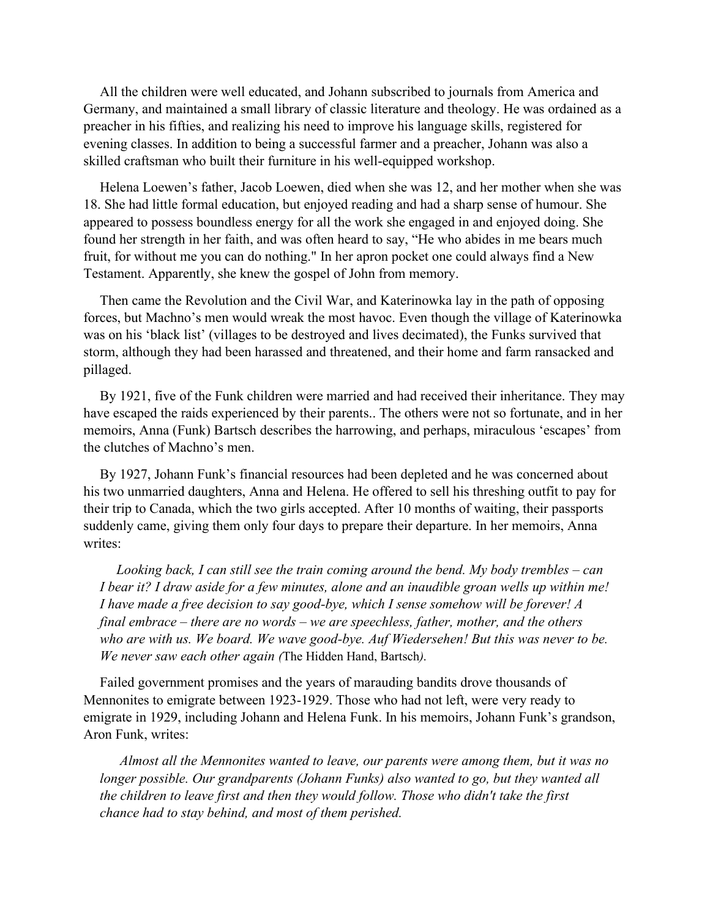All the children were well educated, and Johann subscribed to journals from America and Germany, and maintained a small library of classic literature and theology. He was ordained as a preacher in his fifties, and realizing his need to improve his language skills, registered for evening classes. In addition to being a successful farmer and a preacher, Johann was also a skilled craftsman who built their furniture in his well-equipped workshop.

Helena Loewen's father, Jacob Loewen, died when she was 12, and her mother when she was 18. She had little formal education, but enjoyed reading and had a sharp sense of humour. She appeared to possess boundless energy for all the work she engaged in and enjoyed doing. She found her strength in her faith, and was often heard to say, "He who abides in me bears much fruit, for without me you can do nothing." In her apron pocket one could always find a New Testament. Apparently, she knew the gospel of John from memory.

Then came the Revolution and the Civil War, and Katerinowka lay in the path of opposing forces, but Machno's men would wreak the most havoc. Even though the village of Katerinowka was on his 'black list' (villages to be destroyed and lives decimated), the Funks survived that storm, although they had been harassed and threatened, and their home and farm ransacked and pillaged.

By 1921, five of the Funk children were married and had received their inheritance. They may have escaped the raids experienced by their parents.. The others were not so fortunate, and in her memoirs, Anna (Funk) Bartsch describes the harrowing, and perhaps, miraculous 'escapes' from the clutches of Machno's men.

By 1927, Johann Funk's financial resources had been depleted and he was concerned about his two unmarried daughters, Anna and Helena. He offered to sell his threshing outfit to pay for their trip to Canada, which the two girls accepted. After 10 months of waiting, their passports suddenly came, giving them only four days to prepare their departure. In her memoirs, Anna writes:

> *Looking back, I can still see the train coming around the bend. My body trembles – can I bear it? I draw aside for a few minutes, alone and an inaudible groan wells up within me! I have made a free decision to say good-bye, which I sense somehow will be forever! A final embrace – there are no words – we are speechless, father, mother, and the others who are with us. We board. We wave good-bye. Auf Wiedersehen! But this was never to be. We never saw each other again (*The Hidden Hand, Bartsch*).*

Failed government promises and the years of marauding bandits drove thousands of Mennonites to emigrate between 1923-1929. Those who had not left, were very ready to emigrate in 1929, including Johann and Helena Funk. In his memoirs, Johann Funk's grandson, Aron Funk, writes:

> *Almost all the Mennonites wanted to leave, our parents were among them, but it was no longer possible. Our grandparents (Johann Funks) also wanted to go, but they wanted all the children to leave first and then they would follow. Those who didn't take the first chance had to stay behind, and most of them perished.*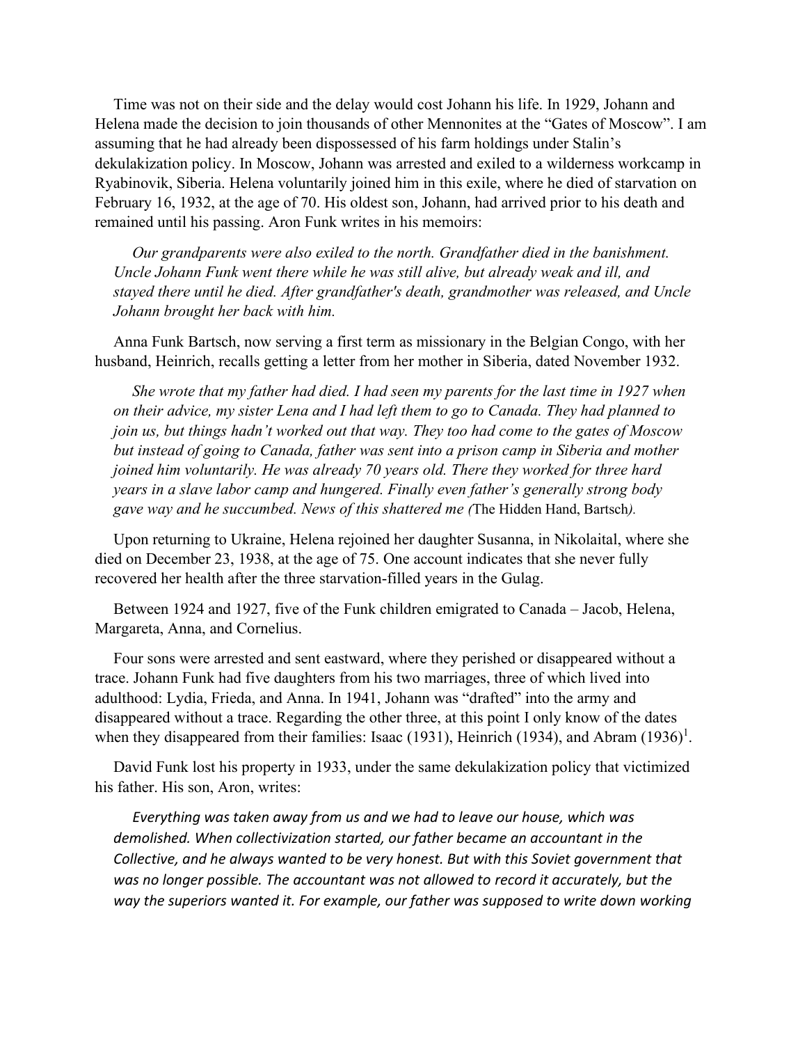Time was not on their side and the delay would cost Johann his life. In 1929, Johann and Helena made the decision to join thousands of other Mennonites at the "Gates of Moscow". I am assuming that he had already been dispossessed of his farm holdings under Stalin's dekulakization policy. In Moscow, Johann was arrested and exiled to a wilderness workcamp in Ryabinovik, Siberia. Helena voluntarily joined him in this exile, where he died of starvation on February 16, 1932, at the age of 70. His oldest son, Johann, had arrived prior to his death and remained until his passing. Aron Funk writes in his memoirs:

> *Our grandparents were also exiled to the north. Grandfather died in the banishment. Uncle Johann Funk went there while he was still alive, but already weak and ill, and stayed there until he died. After grandfather's death, grandmother was released, and Uncle Johann brought her back with him.*

Anna Funk Bartsch, now serving a first term as missionary in the Belgian Congo, with her husband, Heinrich, recalls getting a letter from her mother in Siberia, dated November 1932.

> *She wrote that my father had died. I had seen my parents for the last time in 1927 when on their advice, my sister Lena and I had left them to go to Canada. They had planned to join us, but things hadn't worked out that way. They too had come to the gates of Moscow but instead of going to Canada, father was sent into a prison camp in Siberia and mother joined him voluntarily. He was already 70 years old. There they worked for three hard years in a slave labor camp and hungered. Finally even father's generally strong body gave way and he succumbed. News of this shattered me (*The Hidden Hand, Bartsch*).*

Upon returning to Ukraine, Helena rejoined her daughter Susanna, in Nikolaital, where she died on December 23, 1938, at the age of 75. One account indicates that she never fully recovered her health after the three starvation-filled years in the Gulag.

Between 1924 and 1927, five of the Funk children emigrated to Canada – Jacob, Helena, Margareta, Anna, and Cornelius.

Four sons were arrested and sent eastward, where they perished or disappeared without a trace. Johann Funk had five daughters from his two marriages, three of which lived into adulthood: Lydia, Frieda, and Anna. In 1941, Johann was "drafted" into the army and disappeared without a trace. Regarding the other three, at this point I only know of the dates when they disappeared from their families: Isaac (1931), Heinrich (1934), and Abram (1936)[1].

David Funk lost his property in 1933, under the same dekulakization policy that victimized his father. His son, Aron, writes:

> *Everything was taken away from us and we had to leave our house, which was demolished. When collectivization started, our father became an accountant in the Collective, and he always wanted to be very honest. But with this Soviet government that was no longer possible. The accountant was not allowed to record it accurately, but the way the superiors wanted it. For example, our father was supposed to write down working*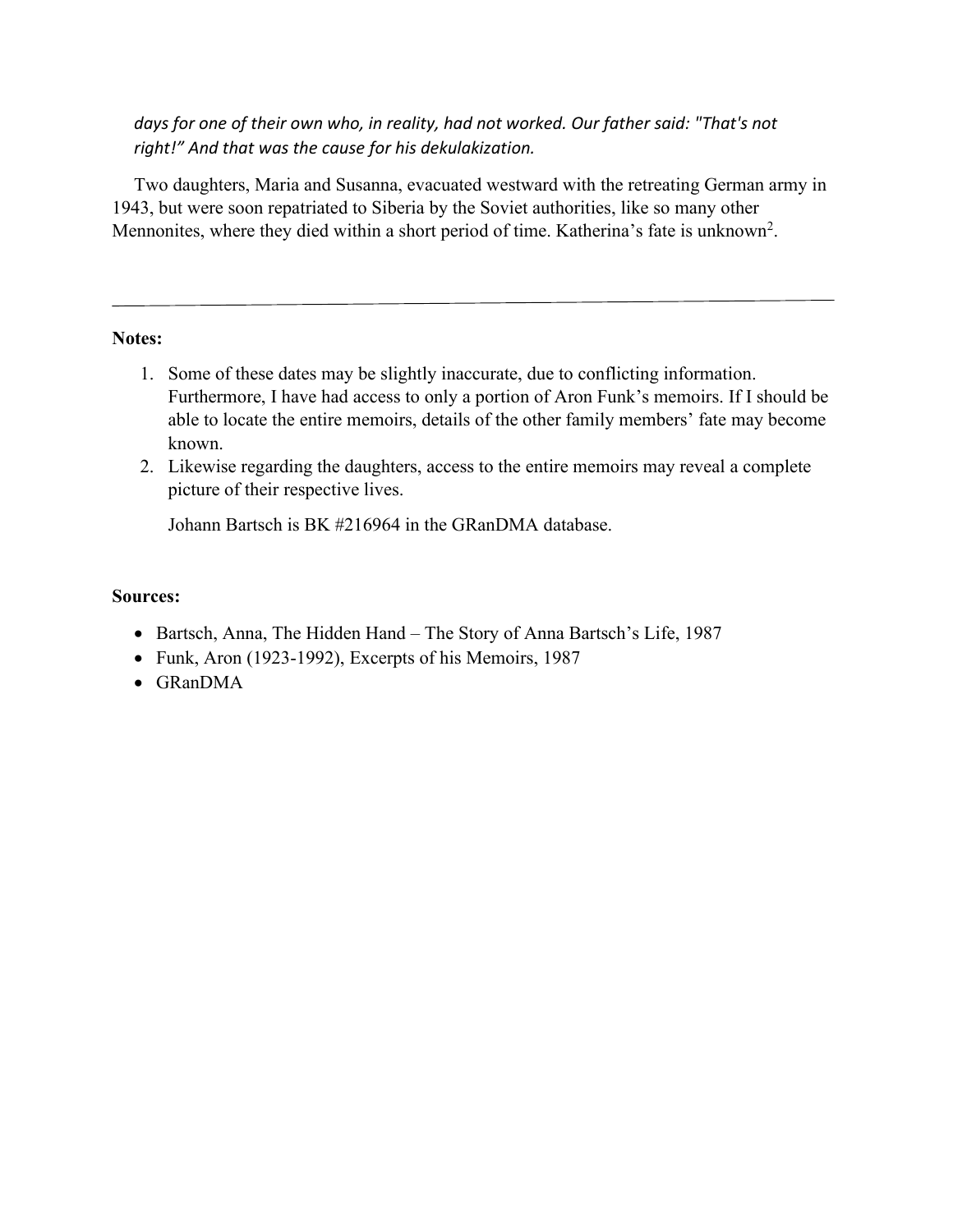*days for one of their own who, in reality, had not worked. Our father said: "That's not right!" And that was the cause for his dekulakization.*

Two daughters, Maria and Susanna, evacuated westward with the retreating German army in 1943, but were soon repatriated to Siberia by the Soviet authorities, like so many other Mennonites, where they died within a short period of time. Katherina's fate is unknown[2].

---

**Notes:**

1. Some of these dates may be slightly inaccurate, due to conflicting information. Furthermore, I have had access to only a portion of Aron Funk's memoirs. If I should be able to locate the entire memoirs, details of the other family members' fate may become known.
2. Likewise regarding the daughters, access to the entire memoirs may reveal a complete picture of their respective lives.

   Johann Bartsch is BK #216964 in the GRanDMA database.

**Sources:**

- Bartsch, Anna, The Hidden Hand – The Story of Anna Bartsch's Life, 1987
- Funk, Aron (1923-1992), Excerpts of his Memoirs, 1987
- GRanDMA